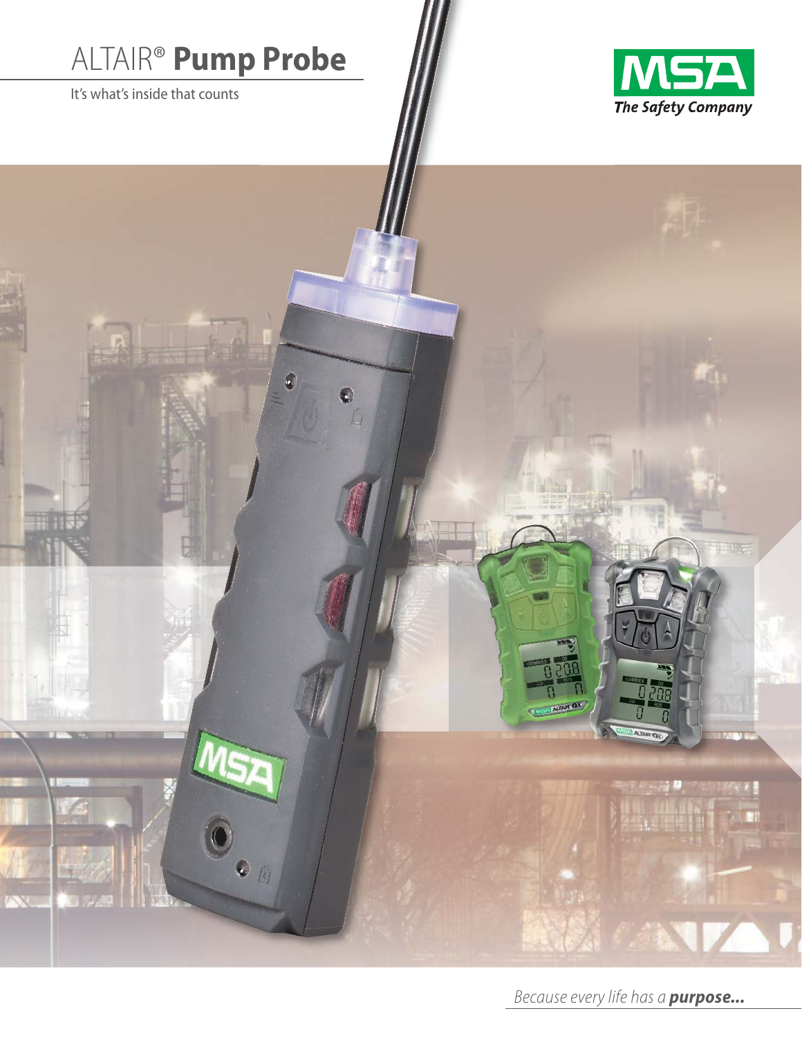# ALTAIR® **Pump Probe**

It's what's inside that counts

MSA
*The Safety Company*

*Because every life has a **purpose...***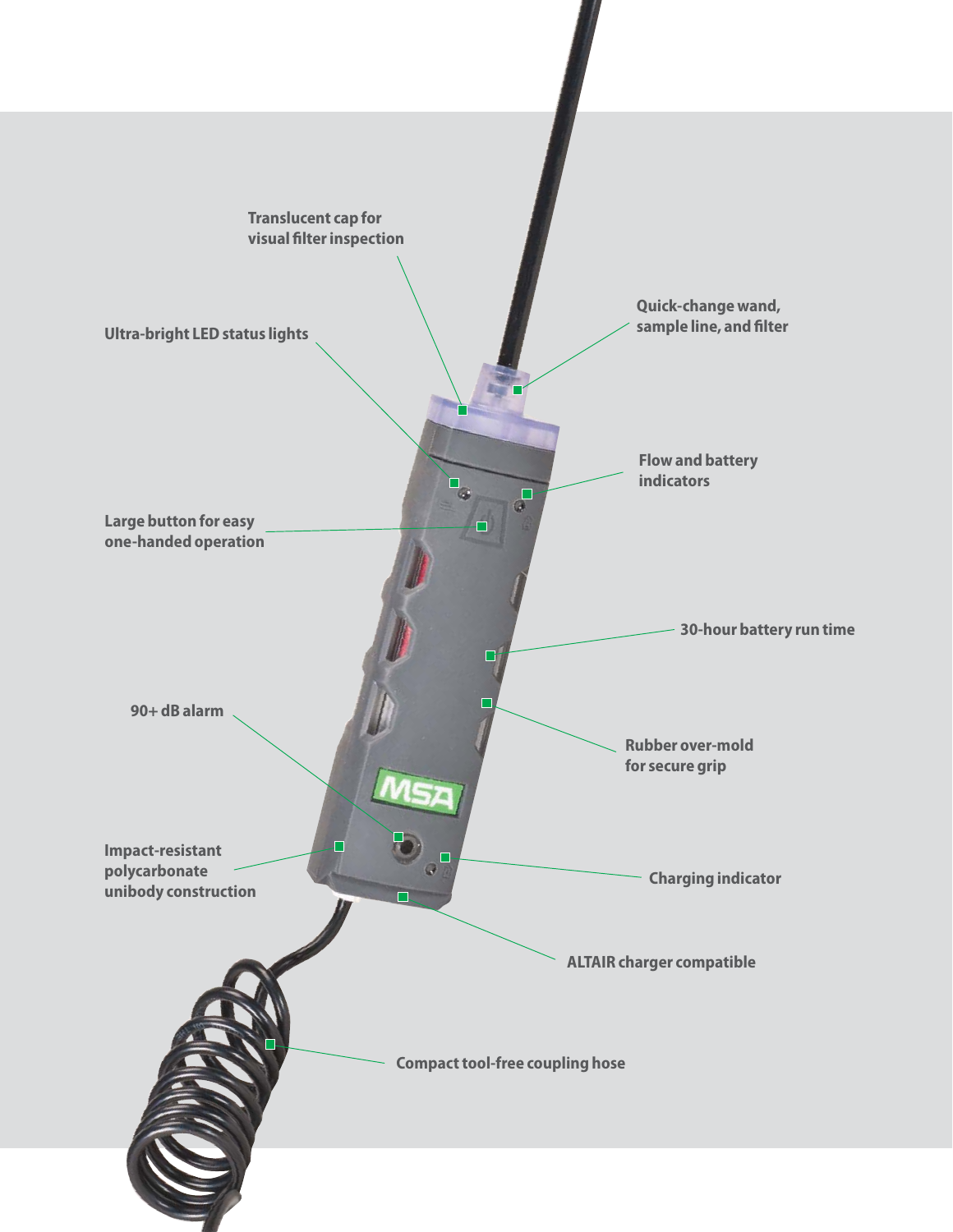Translucent cap for visual filter inspection

Ultra-bright LED status lights

Quick-change wand, sample line, and filter

Flow and battery indicators

Large button for easy one-handed operation

30-hour battery run time

90+ dB alarm

Rubber over-mold for secure grip

Impact-resistant polycarbonate unibody construction

Charging indicator

ALTAIR charger compatible

Compact tool-free coupling hose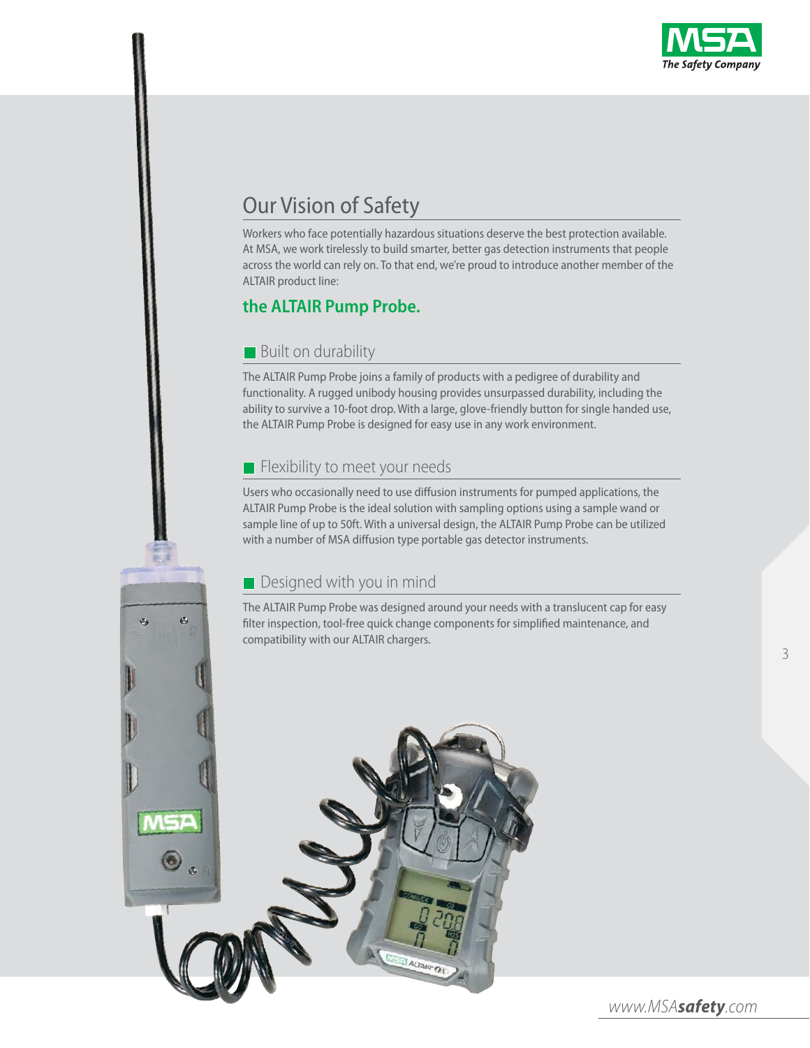# Our Vision of Safety

Workers who face potentially hazardous situations deserve the best protection available. At MSA, we work tirelessly to build smarter, better gas detection instruments that people across the world can rely on. To that end, we're proud to introduce another member of the ALTAIR product line:

**the ALTAIR Pump Probe.**

## Built on durability

The ALTAIR Pump Probe joins a family of products with a pedigree of durability and functionality. A rugged unibody housing provides unsurpassed durability, including the ability to survive a 10-foot drop. With a large, glove-friendly button for single handed use, the ALTAIR Pump Probe is designed for easy use in any work environment.

## Flexibility to meet your needs

Users who occasionally need to use diffusion instruments for pumped applications, the ALTAIR Pump Probe is the ideal solution with sampling options using a sample wand or sample line of up to 50ft. With a universal design, the ALTAIR Pump Probe can be utilized with a number of MSA diffusion type portable gas detector instruments.

## Designed with you in mind

The ALTAIR Pump Probe was designed around your needs with a translucent cap for easy filter inspection, tool-free quick change components for simplified maintenance, and compatibility with our ALTAIR chargers.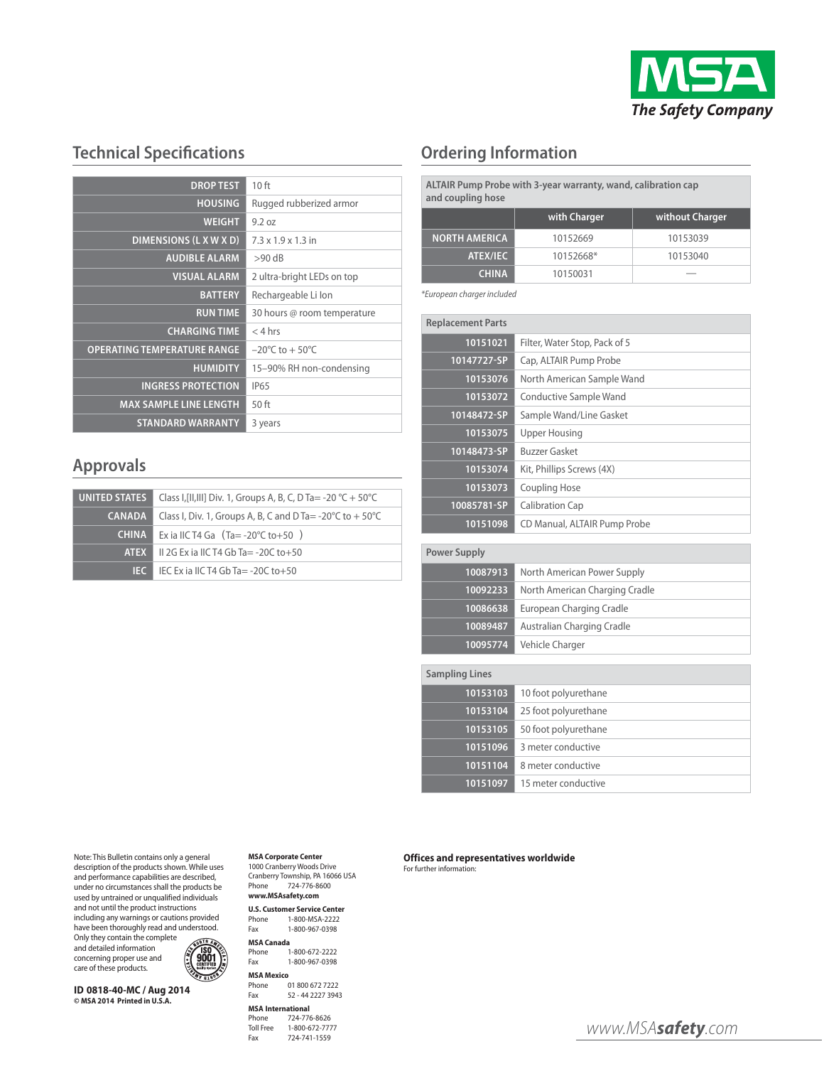## Technical Specifications

| | |
|---|---|
| DROP TEST | 10 ft |
| HOUSING | Rugged rubberized armor |
| WEIGHT | 9.2 oz |
| DIMENSIONS (L X W X D) | 7.3 x 1.9 x 1.3 in |
| AUDIBLE ALARM | >90 dB |
| VISUAL ALARM | 2 ultra-bright LEDs on top |
| BATTERY | Rechargeable Li Ion |
| RUN TIME | 30 hours @ room temperature |
| CHARGING TIME | < 4 hrs |
| OPERATING TEMPERATURE RANGE | –20°C to + 50°C |
| HUMIDITY | 15–90% RH non-condensing |
| INGRESS PROTECTION | IP65 |
| MAX SAMPLE LINE LENGTH | 50 ft |
| STANDARD WARRANTY | 3 years |

## Approvals

| | |
|---|---|
| UNITED STATES | Class I,[II,III] Div. 1, Groups A, B, C, D Ta= -20 °C + 50°C |
| CANADA | Class I, Div. 1, Groups A, B, C and D Ta= -20°C to + 50°C |
| CHINA | Ex ia IIC T4 Ga （Ta= -20°C to+50 ） |
| ATEX | II 2G Ex ia IIC T4 Gb Ta= -20C to+50 |
| IEC | IEC Ex ia IIC T4 Gb Ta= -20C to+50 |

## Ordering Information

| ALTAIR Pump Probe with 3-year warranty, wand, calibration cap and coupling hose | with Charger | without Charger |
|---|---|---|
| NORTH AMERICA | 10152669 | 10153039 |
| ATEX/IEC | 10152668* | 10153040 |
| CHINA | 10150031 | — |

*European charger included*

| Replacement Parts | |
|---|---|
| 10151021 | Filter, Water Stop, Pack of 5 |
| 10147727-SP | Cap, ALTAIR Pump Probe |
| 10153076 | North American Sample Wand |
| 10153072 | Conductive Sample Wand |
| 10148472-SP | Sample Wand/Line Gasket |
| 10153075 | Upper Housing |
| 10148473-SP | Buzzer Gasket |
| 10153074 | Kit, Phillips Screws (4X) |
| 10153073 | Coupling Hose |
| 10085781-SP | Calibration Cap |
| 10151098 | CD Manual, ALTAIR Pump Probe |

| Power Supply | |
|---|---|
| 10087913 | North American Power Supply |
| 10092233 | North American Charging Cradle |
| 10086638 | European Charging Cradle |
| 10089487 | Australian Charging Cradle |
| 10095774 | Vehicle Charger |

| Sampling Lines | |
|---|---|
| 10153103 | 10 foot polyurethane |
| 10153104 | 25 foot polyurethane |
| 10153105 | 50 foot polyurethane |
| 10151096 | 3 meter conductive |
| 10151104 | 8 meter conductive |
| 10151097 | 15 meter conductive |

Note: This Bulletin contains only a general description of the products shown. While uses and performance capabilities are described, under no circumstances shall the products be used by untrained or unqualified individuals and not until the product instructions including any warnings or cautions provided have been thoroughly read and understood. Only they contain the complete and detailed information concerning proper use and care of these products.

**ID 0818-40-MC / Aug 2014**
**© MSA 2014 Printed in U.S.A.**

**MSA Corporate Center**
1000 Cranberry Woods Drive
Cranberry Township, PA 16066 USA
Phone 724-776-8600
**www.MSAsafety.com**

**U.S. Customer Service Center**
Phone 1-800-MSA-2222
Fax 1-800-967-0398

**MSA Canada**
Phone 1-800-672-2222
Fax 1-800-967-0398

**MSA Mexico**
Phone 01 800 672 7222
Fax 52 - 44 2227 3943

**MSA International**
Phone 724-776-8626
Toll Free 1-800-672-7777
Fax 724-741-1559

**Offices and representatives worldwide**
For further information:

www.MSA***safety***.com